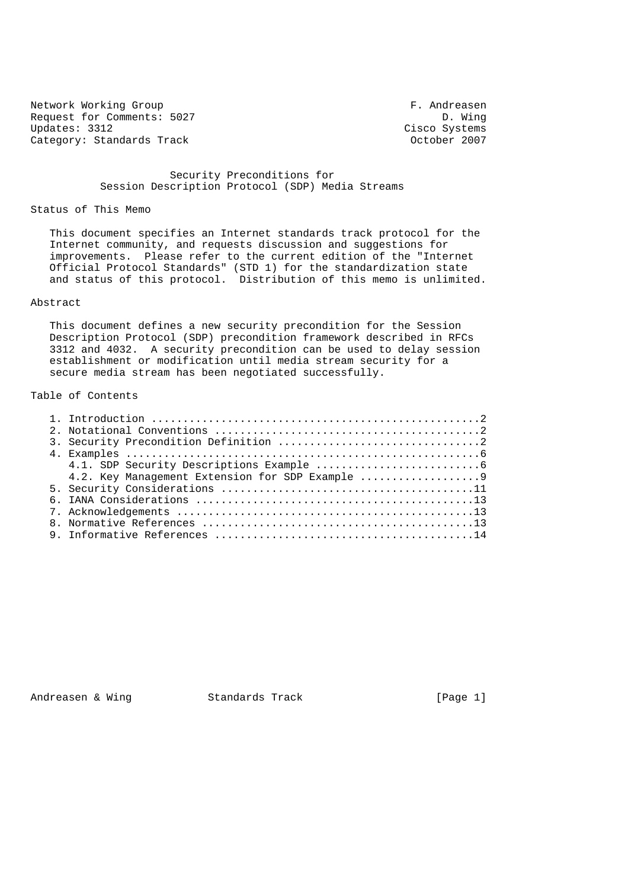Network Working Group F. Andreasen
Request for Comments: 5027 D. Wing
Updates: 3312 Cisco Systems
Category: Standards Track October 2007

# Security Preconditions for Session Description Protocol (SDP) Media Streams

## Status of This Memo

This document specifies an Internet standards track protocol for the Internet community, and requests discussion and suggestions for improvements. Please refer to the current edition of the "Internet Official Protocol Standards" (STD 1) for the standardization state and status of this protocol. Distribution of this memo is unlimited.

## Abstract

This document defines a new security precondition for the Session Description Protocol (SDP) precondition framework described in RFCs 3312 and 4032. A security precondition can be used to delay session establishment or modification until media stream security for a secure media stream has been negotiated successfully.

## Table of Contents

1. Introduction ....................................................2
2. Notational Conventions ..........................................2
3. Security Precondition Definition ................................2
4. Examples ........................................................6
   4.1. SDP Security Descriptions Example ..........................6
   4.2. Key Management Extension for SDP Example ...................9
5. Security Considerations ........................................11
6. IANA Considerations ............................................13
7. Acknowledgements ...............................................13
8. Normative References ...........................................13
9. Informative References .........................................14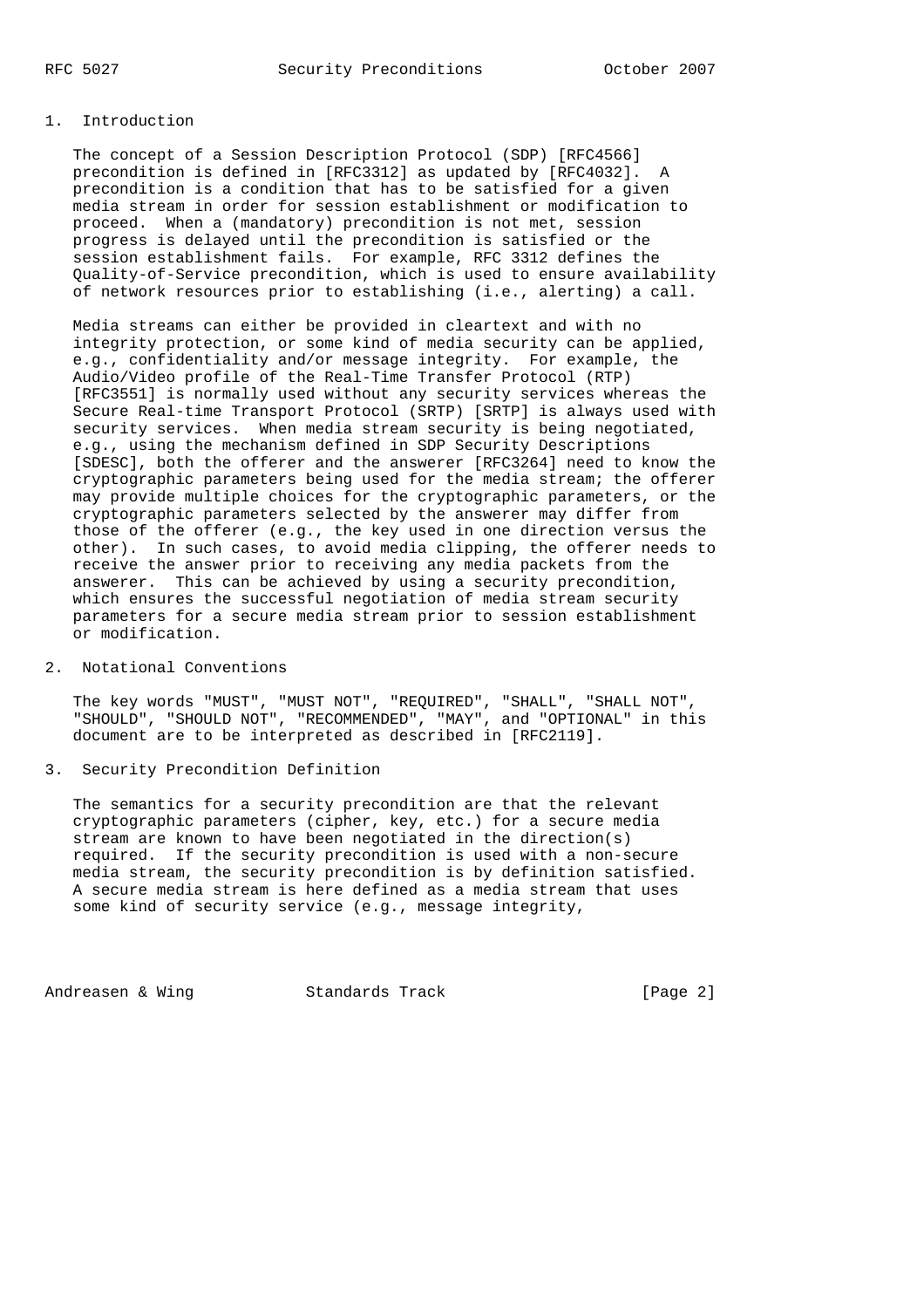## 1. Introduction

The concept of a Session Description Protocol (SDP) [RFC4566] precondition is defined in [RFC3312] as updated by [RFC4032]. A precondition is a condition that has to be satisfied for a given media stream in order for session establishment or modification to proceed. When a (mandatory) precondition is not met, session progress is delayed until the precondition is satisfied or the session establishment fails. For example, RFC 3312 defines the Quality-of-Service precondition, which is used to ensure availability of network resources prior to establishing (i.e., alerting) a call.

Media streams can either be provided in cleartext and with no integrity protection, or some kind of media security can be applied, e.g., confidentiality and/or message integrity. For example, the Audio/Video profile of the Real-Time Transfer Protocol (RTP) [RFC3551] is normally used without any security services whereas the Secure Real-time Transport Protocol (SRTP) [SRTP] is always used with security services. When media stream security is being negotiated, e.g., using the mechanism defined in SDP Security Descriptions [SDESC], both the offerer and the answerer [RFC3264] need to know the cryptographic parameters being used for the media stream; the offerer may provide multiple choices for the cryptographic parameters, or the cryptographic parameters selected by the answerer may differ from those of the offerer (e.g., the key used in one direction versus the other). In such cases, to avoid media clipping, the offerer needs to receive the answer prior to receiving any media packets from the answerer. This can be achieved by using a security precondition, which ensures the successful negotiation of media stream security parameters for a secure media stream prior to session establishment or modification.

## 2. Notational Conventions

The key words "MUST", "MUST NOT", "REQUIRED", "SHALL", "SHALL NOT", "SHOULD", "SHOULD NOT", "RECOMMENDED", "MAY", and "OPTIONAL" in this document are to be interpreted as described in [RFC2119].

## 3. Security Precondition Definition

The semantics for a security precondition are that the relevant cryptographic parameters (cipher, key, etc.) for a secure media stream are known to have been negotiated in the direction(s) required. If the security precondition is used with a non-secure media stream, the security precondition is by definition satisfied. A secure media stream is here defined as a media stream that uses some kind of security service (e.g., message integrity,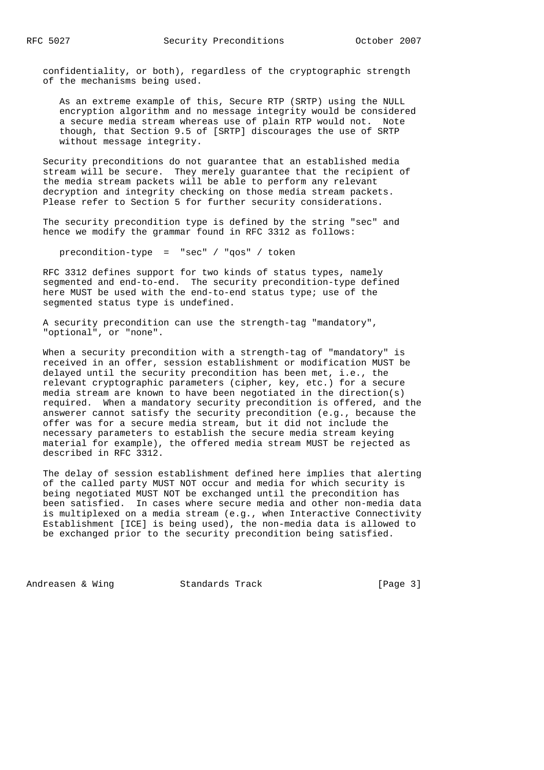confidentiality, or both), regardless of the cryptographic strength of the mechanisms being used.

> As an extreme example of this, Secure RTP (SRTP) using the NULL encryption algorithm and no message integrity would be considered a secure media stream whereas use of plain RTP would not. Note though, that Section 9.5 of [SRTP] discourages the use of SRTP without message integrity.

Security preconditions do not guarantee that an established media stream will be secure. They merely guarantee that the recipient of the media stream packets will be able to perform any relevant decryption and integrity checking on those media stream packets. Please refer to Section 5 for further security considerations.

The security precondition type is defined by the string "sec" and hence we modify the grammar found in RFC 3312 as follows:

```
precondition-type  =  "sec" / "qos" / token
```

RFC 3312 defines support for two kinds of status types, namely segmented and end-to-end. The security precondition-type defined here MUST be used with the end-to-end status type; use of the segmented status type is undefined.

A security precondition can use the strength-tag "mandatory", "optional", or "none".

When a security precondition with a strength-tag of "mandatory" is received in an offer, session establishment or modification MUST be delayed until the security precondition has been met, i.e., the relevant cryptographic parameters (cipher, key, etc.) for a secure media stream are known to have been negotiated in the direction(s) required. When a mandatory security precondition is offered, and the answerer cannot satisfy the security precondition (e.g., because the offer was for a secure media stream, but it did not include the necessary parameters to establish the secure media stream keying material for example), the offered media stream MUST be rejected as described in RFC 3312.

The delay of session establishment defined here implies that alerting of the called party MUST NOT occur and media for which security is being negotiated MUST NOT be exchanged until the precondition has been satisfied. In cases where secure media and other non-media data is multiplexed on a media stream (e.g., when Interactive Connectivity Establishment [ICE] is being used), the non-media data is allowed to be exchanged prior to the security precondition being satisfied.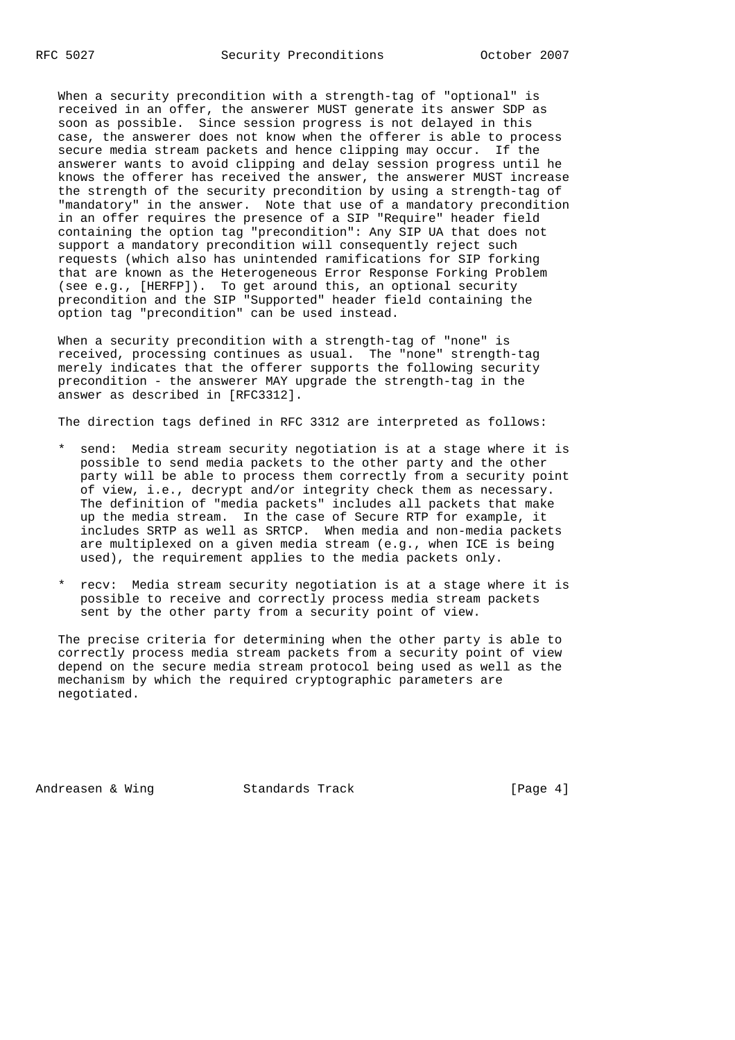When a security precondition with a strength-tag of "optional" is received in an offer, the answerer MUST generate its answer SDP as soon as possible. Since session progress is not delayed in this case, the answerer does not know when the offerer is able to process secure media stream packets and hence clipping may occur. If the answerer wants to avoid clipping and delay session progress until he knows the offerer has received the answer, the answerer MUST increase the strength of the security precondition by using a strength-tag of "mandatory" in the answer. Note that use of a mandatory precondition in an offer requires the presence of a SIP "Require" header field containing the option tag "precondition": Any SIP UA that does not support a mandatory precondition will consequently reject such requests (which also has unintended ramifications for SIP forking that are known as the Heterogeneous Error Response Forking Problem (see e.g., [HERFP]). To get around this, an optional security precondition and the SIP "Supported" header field containing the option tag "precondition" can be used instead.

When a security precondition with a strength-tag of "none" is received, processing continues as usual. The "none" strength-tag merely indicates that the offerer supports the following security precondition - the answerer MAY upgrade the strength-tag in the answer as described in [RFC3312].

The direction tags defined in RFC 3312 are interpreted as follows:

* send: Media stream security negotiation is at a stage where it is possible to send media packets to the other party and the other party will be able to process them correctly from a security point of view, i.e., decrypt and/or integrity check them as necessary. The definition of "media packets" includes all packets that make up the media stream. In the case of Secure RTP for example, it includes SRTP as well as SRTCP. When media and non-media packets are multiplexed on a given media stream (e.g., when ICE is being used), the requirement applies to the media packets only.

* recv: Media stream security negotiation is at a stage where it is possible to receive and correctly process media stream packets sent by the other party from a security point of view.

The precise criteria for determining when the other party is able to correctly process media stream packets from a security point of view depend on the secure media stream protocol being used as well as the mechanism by which the required cryptographic parameters are negotiated.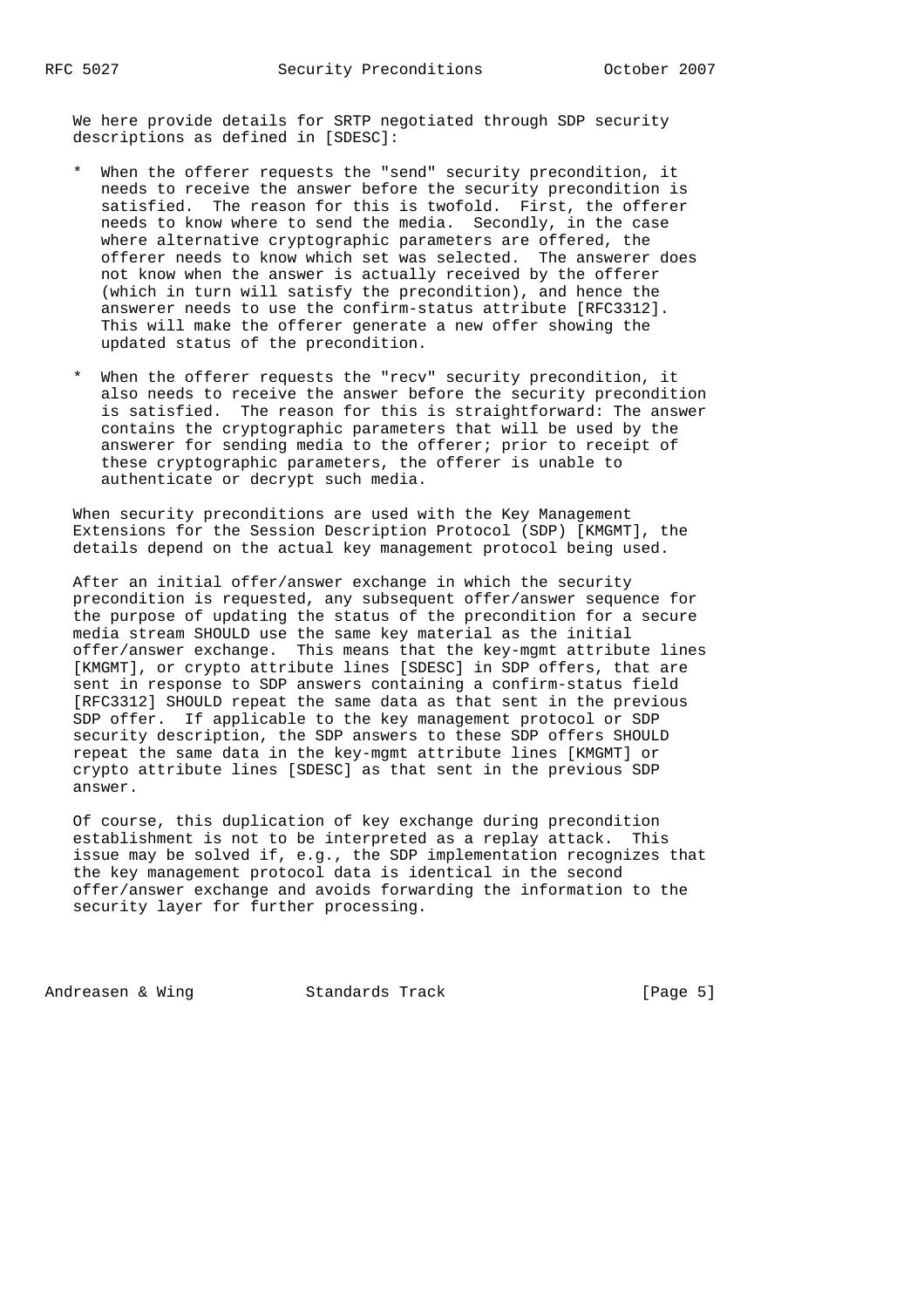We here provide details for SRTP negotiated through SDP security descriptions as defined in [SDESC]:

* When the offerer requests the "send" security precondition, it needs to receive the answer before the security precondition is satisfied. The reason for this is twofold. First, the offerer needs to know where to send the media. Secondly, in the case where alternative cryptographic parameters are offered, the offerer needs to know which set was selected. The answerer does not know when the answer is actually received by the offerer (which in turn will satisfy the precondition), and hence the answerer needs to use the confirm-status attribute [RFC3312]. This will make the offerer generate a new offer showing the updated status of the precondition.

* When the offerer requests the "recv" security precondition, it also needs to receive the answer before the security precondition is satisfied. The reason for this is straightforward: The answer contains the cryptographic parameters that will be used by the answerer for sending media to the offerer; prior to receipt of these cryptographic parameters, the offerer is unable to authenticate or decrypt such media.

When security preconditions are used with the Key Management Extensions for the Session Description Protocol (SDP) [KMGMT], the details depend on the actual key management protocol being used.

After an initial offer/answer exchange in which the security precondition is requested, any subsequent offer/answer sequence for the purpose of updating the status of the precondition for a secure media stream SHOULD use the same key material as the initial offer/answer exchange. This means that the key-mgmt attribute lines [KMGMT], or crypto attribute lines [SDESC] in SDP offers, that are sent in response to SDP answers containing a confirm-status field [RFC3312] SHOULD repeat the same data as that sent in the previous SDP offer. If applicable to the key management protocol or SDP security description, the SDP answers to these SDP offers SHOULD repeat the same data in the key-mgmt attribute lines [KMGMT] or crypto attribute lines [SDESC] as that sent in the previous SDP answer.

Of course, this duplication of key exchange during precondition establishment is not to be interpreted as a replay attack. This issue may be solved if, e.g., the SDP implementation recognizes that the key management protocol data is identical in the second offer/answer exchange and avoids forwarding the information to the security layer for further processing.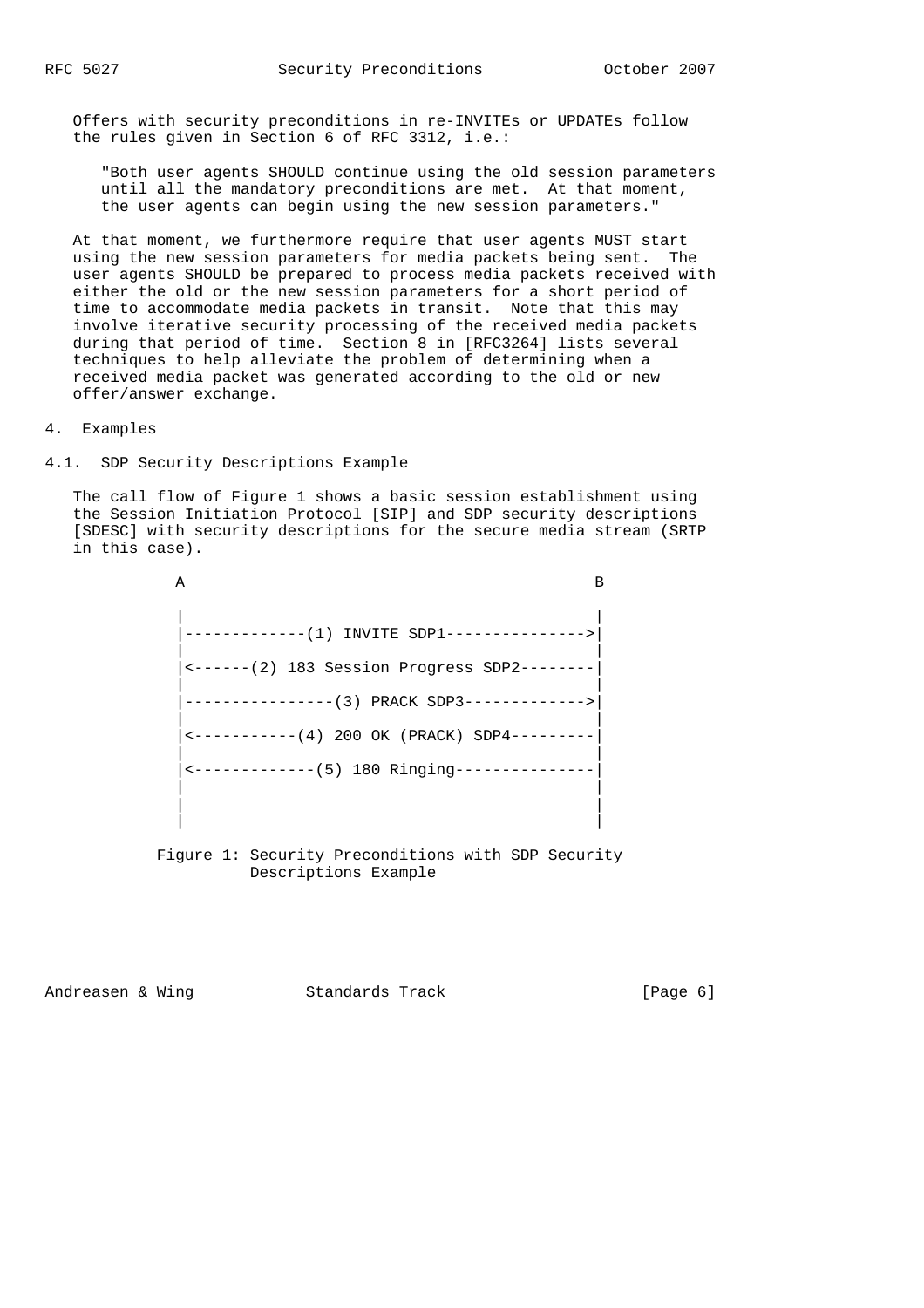Offers with security preconditions in re-INVITEs or UPDATEs follow the rules given in Section 6 of RFC 3312, i.e.:

> "Both user agents SHOULD continue using the old session parameters until all the mandatory preconditions are met. At that moment, the user agents can begin using the new session parameters."

At that moment, we furthermore require that user agents MUST start using the new session parameters for media packets being sent. The user agents SHOULD be prepared to process media packets received with either the old or the new session parameters for a short period of time to accommodate media packets in transit. Note that this may involve iterative security processing of the received media packets during that period of time. Section 8 in [RFC3264] lists several techniques to help alleviate the problem of determining when a received media packet was generated according to the old or new offer/answer exchange.

## 4. Examples

### 4.1. SDP Security Descriptions Example

The call flow of Figure 1 shows a basic session establishment using the Session Initiation Protocol [SIP] and SDP security descriptions [SDESC] with security descriptions for the secure media stream (SRTP in this case).

```
           A                                              B

           |                                              |
           |-------------(1) INVITE SDP1--------------->|
           |                                              |
           |<------(2) 183 Session Progress SDP2--------|
           |                                              |
           |----------------(3) PRACK SDP3------------->|
           |                                              |
           |<-----------(4) 200 OK (PRACK) SDP4---------|
           |                                              |
           |<-------------(5) 180 Ringing---------------|
           |                                              |
           |                                              |
           |                                              |
```

Figure 1: Security Preconditions with SDP Security Descriptions Example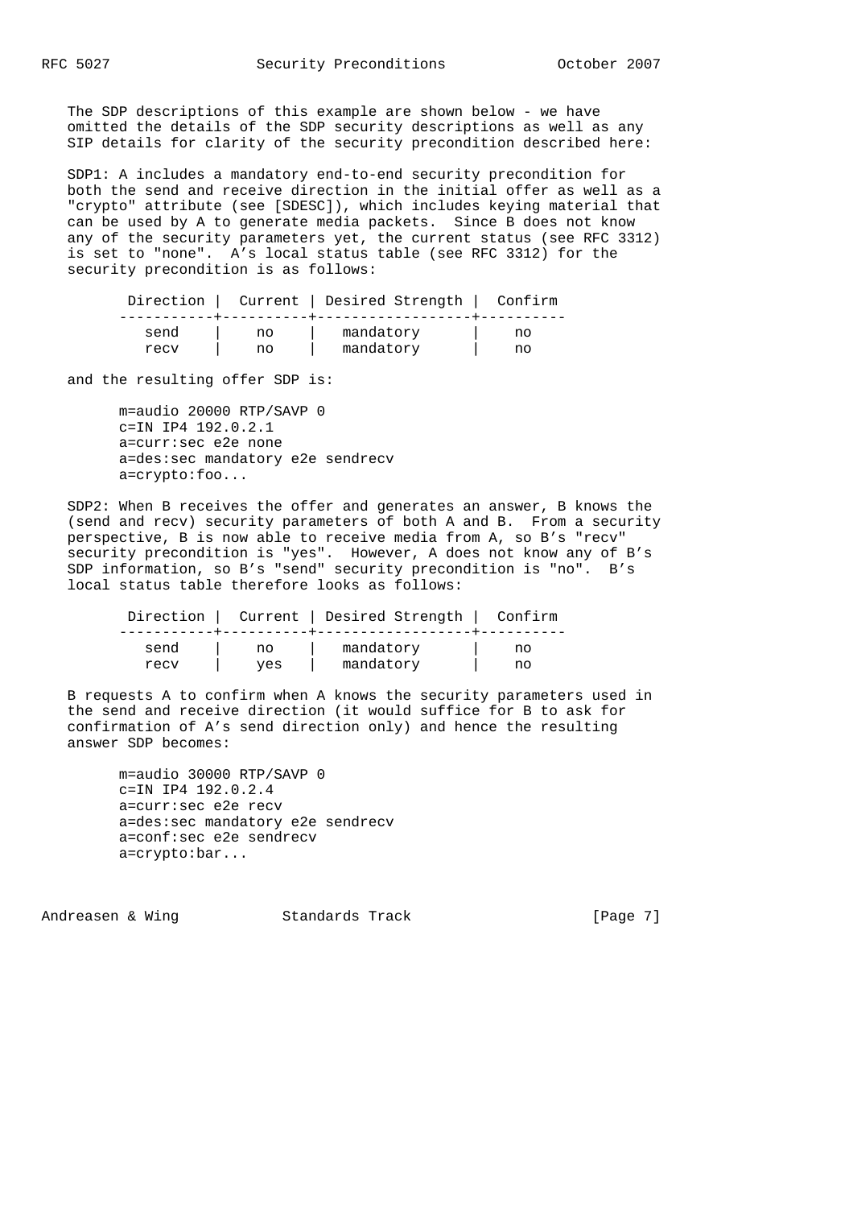The SDP descriptions of this example are shown below - we have omitted the details of the SDP security descriptions as well as any SIP details for clarity of the security precondition described here:

SDP1: A includes a mandatory end-to-end security precondition for both the send and receive direction in the initial offer as well as a "crypto" attribute (see [SDESC]), which includes keying material that can be used by A to generate media packets. Since B does not know any of the security parameters yet, the current status (see RFC 3312) is set to "none". A's local status table (see RFC 3312) for the security precondition is as follows:

| Direction | Current | Desired Strength | Confirm |
|---|---|---|---|
| send | no | mandatory | no |
| recv | no | mandatory | no |

and the resulting offer SDP is:

```
m=audio 20000 RTP/SAVP 0
c=IN IP4 192.0.2.1
a=curr:sec e2e none
a=des:sec mandatory e2e sendrecv
a=crypto:foo...
```

SDP2: When B receives the offer and generates an answer, B knows the (send and recv) security parameters of both A and B. From a security perspective, B is now able to receive media from A, so B's "recv" security precondition is "yes". However, A does not know any of B's SDP information, so B's "send" security precondition is "no". B's local status table therefore looks as follows:

| Direction | Current | Desired Strength | Confirm |
|---|---|---|---|
| send | no | mandatory | no |
| recv | yes | mandatory | no |

B requests A to confirm when A knows the security parameters used in the send and receive direction (it would suffice for B to ask for confirmation of A's send direction only) and hence the resulting answer SDP becomes:

```
m=audio 30000 RTP/SAVP 0
c=IN IP4 192.0.2.4
a=curr:sec e2e recv
a=des:sec mandatory e2e sendrecv
a=conf:sec e2e sendrecv
a=crypto:bar...
```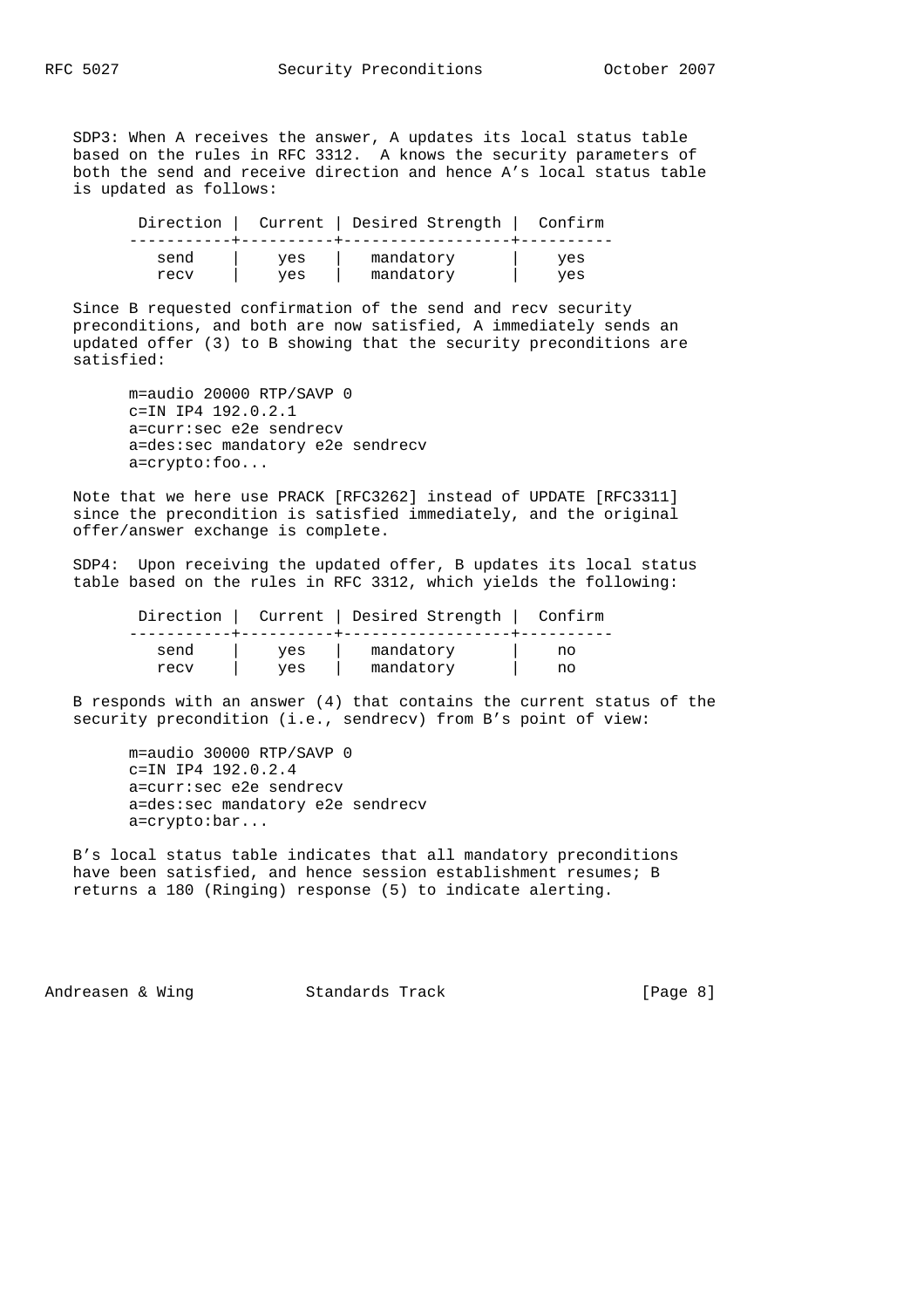SDP3: When A receives the answer, A updates its local status table based on the rules in RFC 3312. A knows the security parameters of both the send and receive direction and hence A's local status table is updated as follows:

| Direction | Current | Desired Strength | Confirm |
|---|---|---|---|
| send | yes | mandatory | yes |
| recv | yes | mandatory | yes |

Since B requested confirmation of the send and recv security preconditions, and both are now satisfied, A immediately sends an updated offer (3) to B showing that the security preconditions are satisfied:

```
m=audio 20000 RTP/SAVP 0
c=IN IP4 192.0.2.1
a=curr:sec e2e sendrecv
a=des:sec mandatory e2e sendrecv
a=crypto:foo...
```

Note that we here use PRACK [RFC3262] instead of UPDATE [RFC3311] since the precondition is satisfied immediately, and the original offer/answer exchange is complete.

SDP4: Upon receiving the updated offer, B updates its local status table based on the rules in RFC 3312, which yields the following:

| Direction | Current | Desired Strength | Confirm |
|---|---|---|---|
| send | yes | mandatory | no |
| recv | yes | mandatory | no |

B responds with an answer (4) that contains the current status of the security precondition (i.e., sendrecv) from B's point of view:

```
m=audio 30000 RTP/SAVP 0
c=IN IP4 192.0.2.4
a=curr:sec e2e sendrecv
a=des:sec mandatory e2e sendrecv
a=crypto:bar...
```

B's local status table indicates that all mandatory preconditions have been satisfied, and hence session establishment resumes; B returns a 180 (Ringing) response (5) to indicate alerting.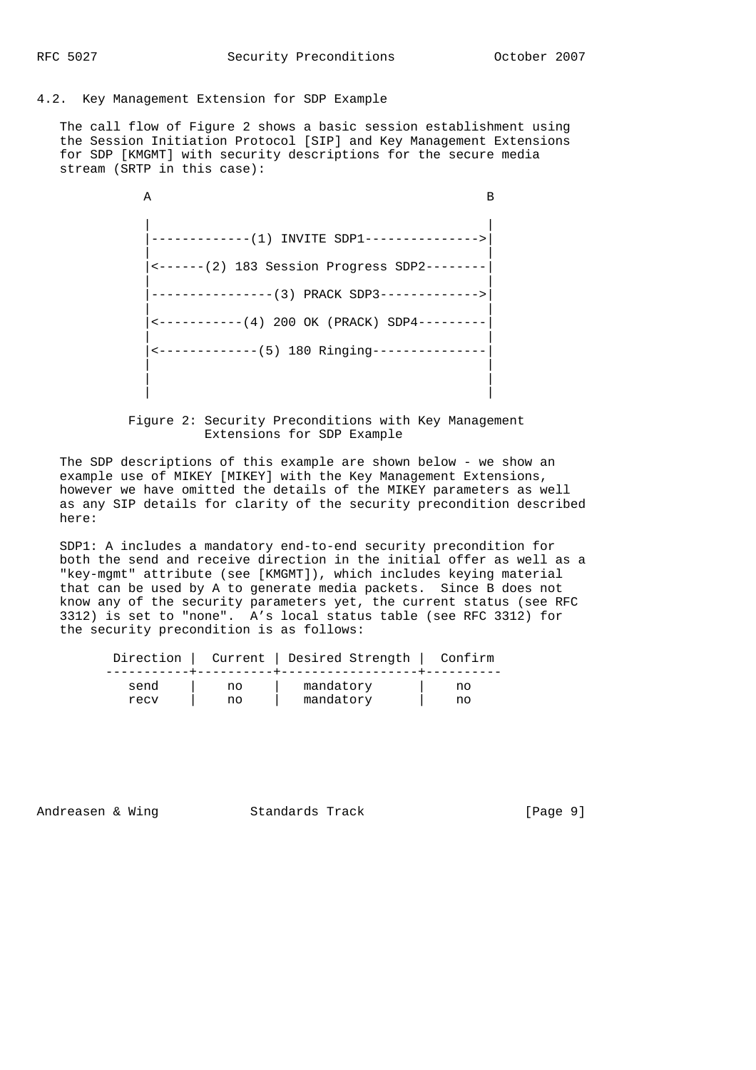## 4.2. Key Management Extension for SDP Example

The call flow of Figure 2 shows a basic session establishment using the Session Initiation Protocol [SIP] and Key Management Extensions for SDP [KMGMT] with security descriptions for the secure media stream (SRTP in this case):

```
           A                                             B

           |                                             |
           |-------------(1) INVITE SDP1--------------->|
           |                                             |
           |<------(2) 183 Session Progress SDP2--------|
           |                                             |
           |----------------(3) PRACK SDP3------------->|
           |                                             |
           |<-----------(4) 200 OK (PRACK) SDP4---------|
           |                                             |
           |<-------------(5) 180 Ringing---------------|
           |                                             |
           |                                             |
           |                                             |
```

Figure 2: Security Preconditions with Key Management Extensions for SDP Example

The SDP descriptions of this example are shown below - we show an example use of MIKEY [MIKEY] with the Key Management Extensions, however we have omitted the details of the MIKEY parameters as well as any SIP details for clarity of the security precondition described here:

SDP1: A includes a mandatory end-to-end security precondition for both the send and receive direction in the initial offer as well as a "key-mgmt" attribute (see [KMGMT]), which includes keying material that can be used by A to generate media packets. Since B does not know any of the security parameters yet, the current status (see RFC 3312) is set to "none". A's local status table (see RFC 3312) for the security precondition is as follows:

| Direction | Current | Desired Strength | Confirm |
|---|---|---|---|
| send | no | mandatory | no |
| recv | no | mandatory | no |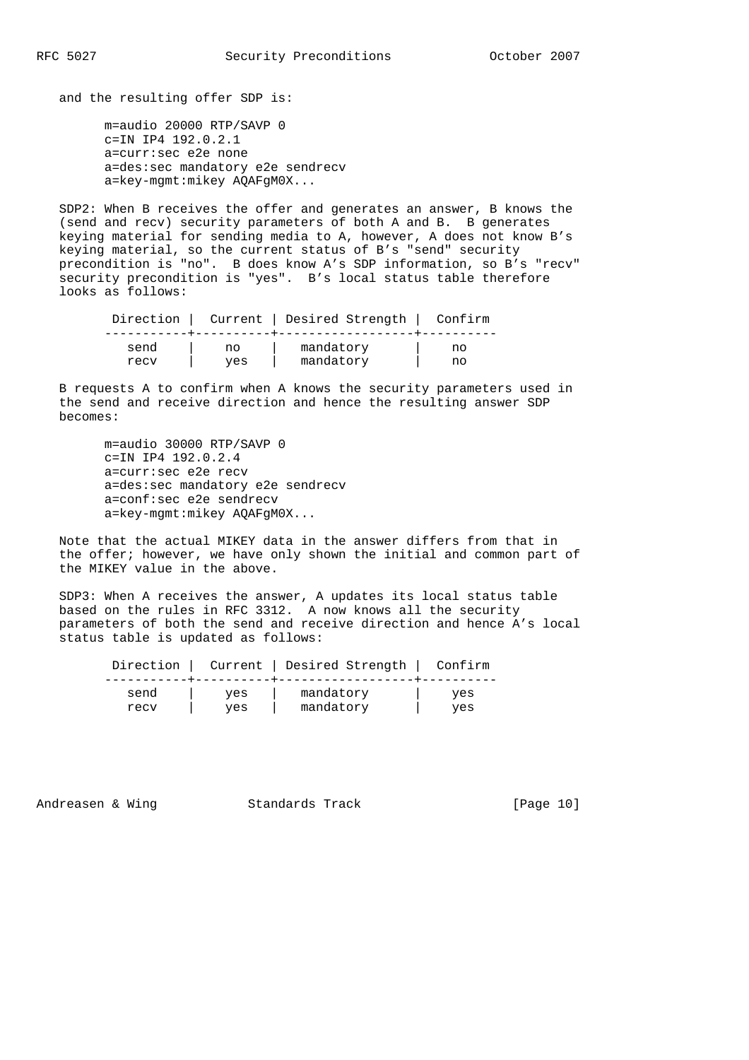and the resulting offer SDP is:

```
m=audio 20000 RTP/SAVP 0
c=IN IP4 192.0.2.1
a=curr:sec e2e none
a=des:sec mandatory e2e sendrecv
a=key-mgmt:mikey AQAFgM0X...
```

SDP2: When B receives the offer and generates an answer, B knows the (send and recv) security parameters of both A and B. B generates keying material for sending media to A, however, A does not know B's keying material, so the current status of B's "send" security precondition is "no". B does know A's SDP information, so B's "recv" security precondition is "yes". B's local status table therefore looks as follows:

| Direction | Current | Desired Strength | Confirm |
|---|---|---|---|
| send | no | mandatory | no |
| recv | yes | mandatory | no |

B requests A to confirm when A knows the security parameters used in the send and receive direction and hence the resulting answer SDP becomes:

```
m=audio 30000 RTP/SAVP 0
c=IN IP4 192.0.2.4
a=curr:sec e2e recv
a=des:sec mandatory e2e sendrecv
a=conf:sec e2e sendrecv
a=key-mgmt:mikey AQAFgM0X...
```

Note that the actual MIKEY data in the answer differs from that in the offer; however, we have only shown the initial and common part of the MIKEY value in the above.

SDP3: When A receives the answer, A updates its local status table based on the rules in RFC 3312. A now knows all the security parameters of both the send and receive direction and hence A's local status table is updated as follows:

| Direction | Current | Desired Strength | Confirm |
|---|---|---|---|
| send | yes | mandatory | yes |
| recv | yes | mandatory | yes |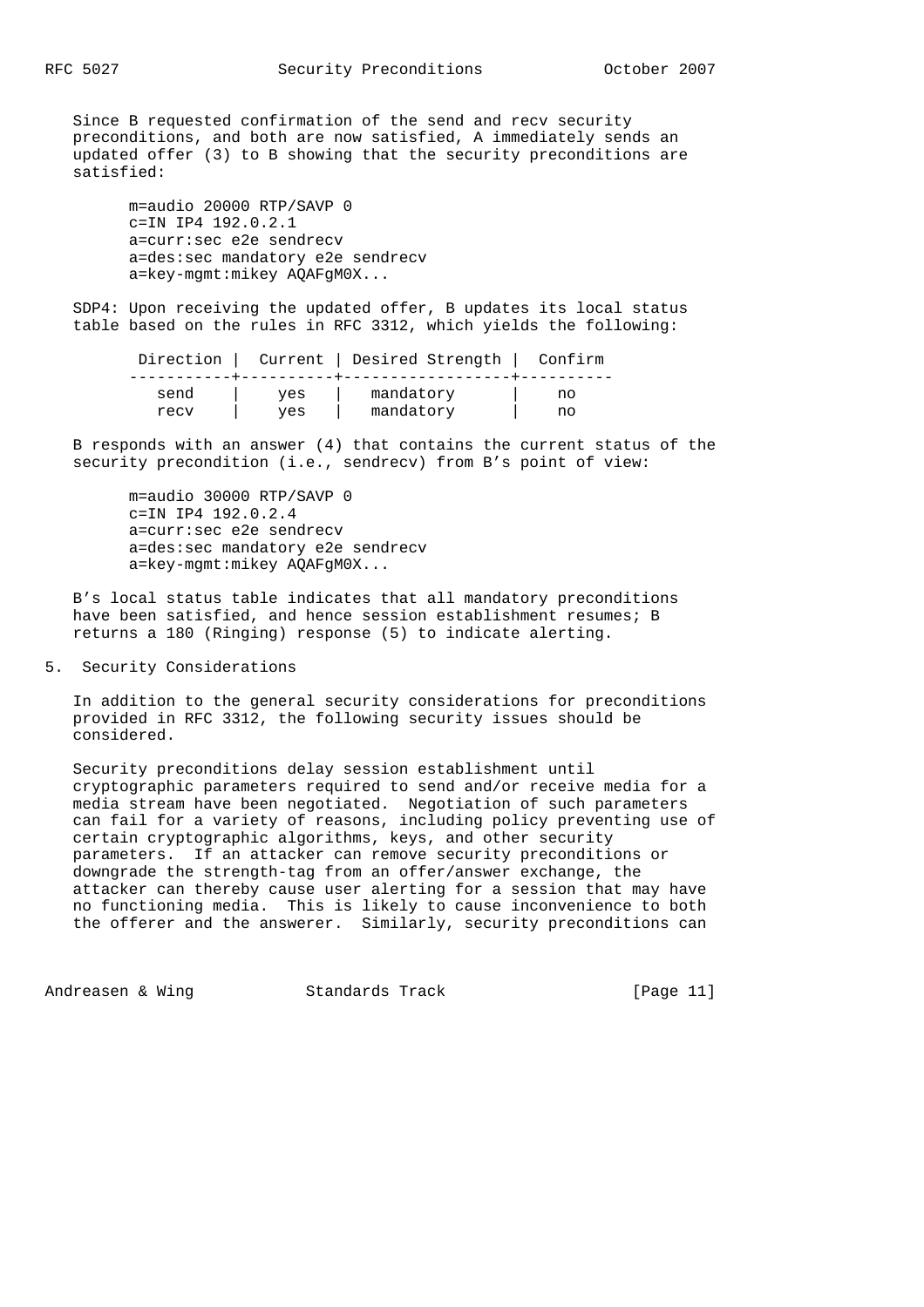Since B requested confirmation of the send and recv security preconditions, and both are now satisfied, A immediately sends an updated offer (3) to B showing that the security preconditions are satisfied:

```
m=audio 20000 RTP/SAVP 0
c=IN IP4 192.0.2.1
a=curr:sec e2e sendrecv
a=des:sec mandatory e2e sendrecv
a=key-mgmt:mikey AQAFgM0X...
```

SDP4: Upon receiving the updated offer, B updates its local status table based on the rules in RFC 3312, which yields the following:

| Direction | Current | Desired Strength | Confirm |
|---|---|---|---|
| send | yes | mandatory | no |
| recv | yes | mandatory | no |

B responds with an answer (4) that contains the current status of the security precondition (i.e., sendrecv) from B's point of view:

```
m=audio 30000 RTP/SAVP 0
c=IN IP4 192.0.2.4
a=curr:sec e2e sendrecv
a=des:sec mandatory e2e sendrecv
a=key-mgmt:mikey AQAFgM0X...
```

B's local status table indicates that all mandatory preconditions have been satisfied, and hence session establishment resumes; B returns a 180 (Ringing) response (5) to indicate alerting.

## 5. Security Considerations

In addition to the general security considerations for preconditions provided in RFC 3312, the following security issues should be considered.

Security preconditions delay session establishment until cryptographic parameters required to send and/or receive media for a media stream have been negotiated. Negotiation of such parameters can fail for a variety of reasons, including policy preventing use of certain cryptographic algorithms, keys, and other security parameters. If an attacker can remove security preconditions or downgrade the strength-tag from an offer/answer exchange, the attacker can thereby cause user alerting for a session that may have no functioning media. This is likely to cause inconvenience to both the offerer and the answerer. Similarly, security preconditions can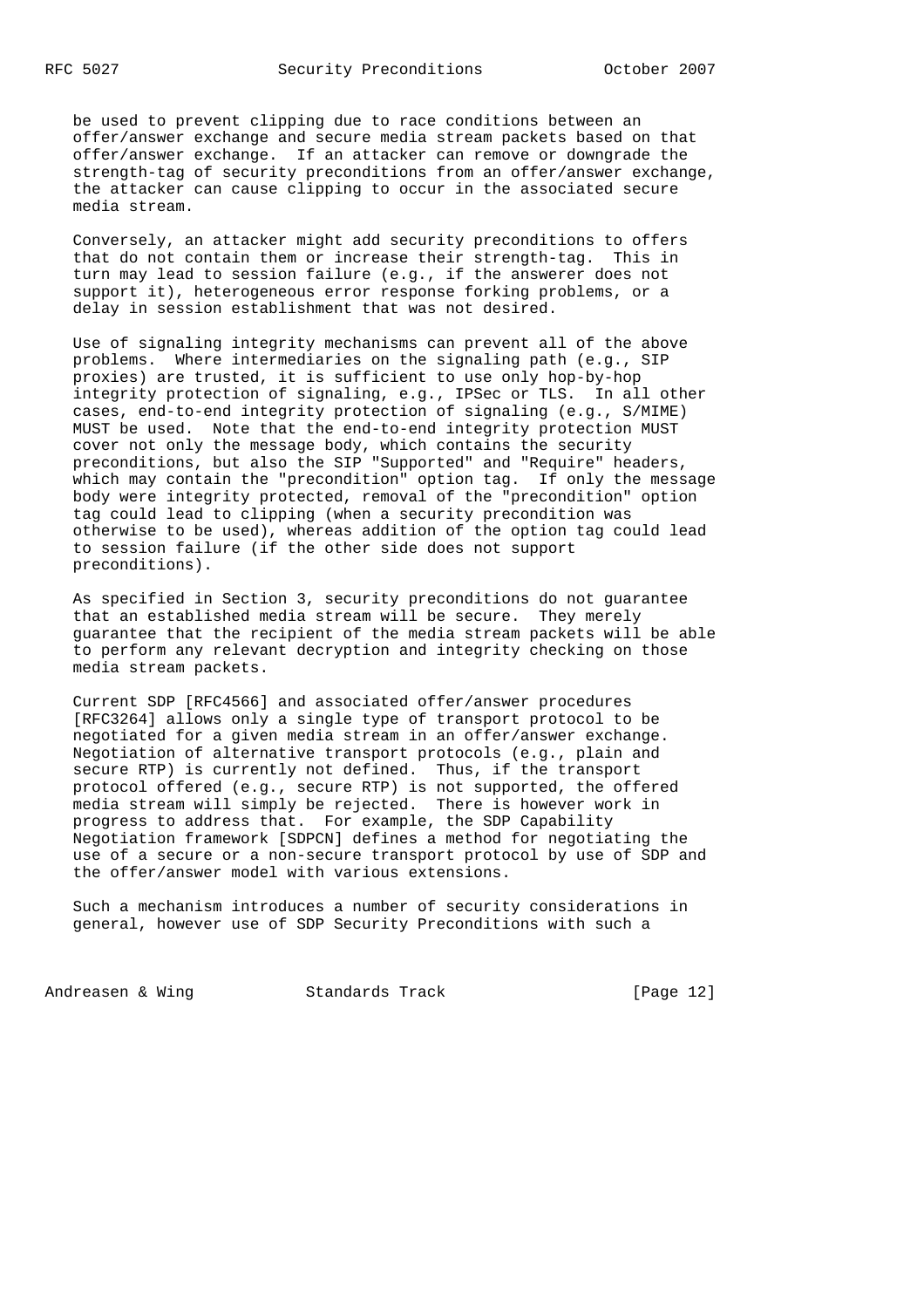be used to prevent clipping due to race conditions between an offer/answer exchange and secure media stream packets based on that offer/answer exchange. If an attacker can remove or downgrade the strength-tag of security preconditions from an offer/answer exchange, the attacker can cause clipping to occur in the associated secure media stream.

Conversely, an attacker might add security preconditions to offers that do not contain them or increase their strength-tag. This in turn may lead to session failure (e.g., if the answerer does not support it), heterogeneous error response forking problems, or a delay in session establishment that was not desired.

Use of signaling integrity mechanisms can prevent all of the above problems. Where intermediaries on the signaling path (e.g., SIP proxies) are trusted, it is sufficient to use only hop-by-hop integrity protection of signaling, e.g., IPSec or TLS. In all other cases, end-to-end integrity protection of signaling (e.g., S/MIME) MUST be used. Note that the end-to-end integrity protection MUST cover not only the message body, which contains the security preconditions, but also the SIP "Supported" and "Require" headers, which may contain the "precondition" option tag. If only the message body were integrity protected, removal of the "precondition" option tag could lead to clipping (when a security precondition was otherwise to be used), whereas addition of the option tag could lead to session failure (if the other side does not support preconditions).

As specified in Section 3, security preconditions do not guarantee that an established media stream will be secure. They merely guarantee that the recipient of the media stream packets will be able to perform any relevant decryption and integrity checking on those media stream packets.

Current SDP [RFC4566] and associated offer/answer procedures [RFC3264] allows only a single type of transport protocol to be negotiated for a given media stream in an offer/answer exchange. Negotiation of alternative transport protocols (e.g., plain and secure RTP) is currently not defined. Thus, if the transport protocol offered (e.g., secure RTP) is not supported, the offered media stream will simply be rejected. There is however work in progress to address that. For example, the SDP Capability Negotiation framework [SDPCN] defines a method for negotiating the use of a secure or a non-secure transport protocol by use of SDP and the offer/answer model with various extensions.

Such a mechanism introduces a number of security considerations in general, however use of SDP Security Preconditions with such a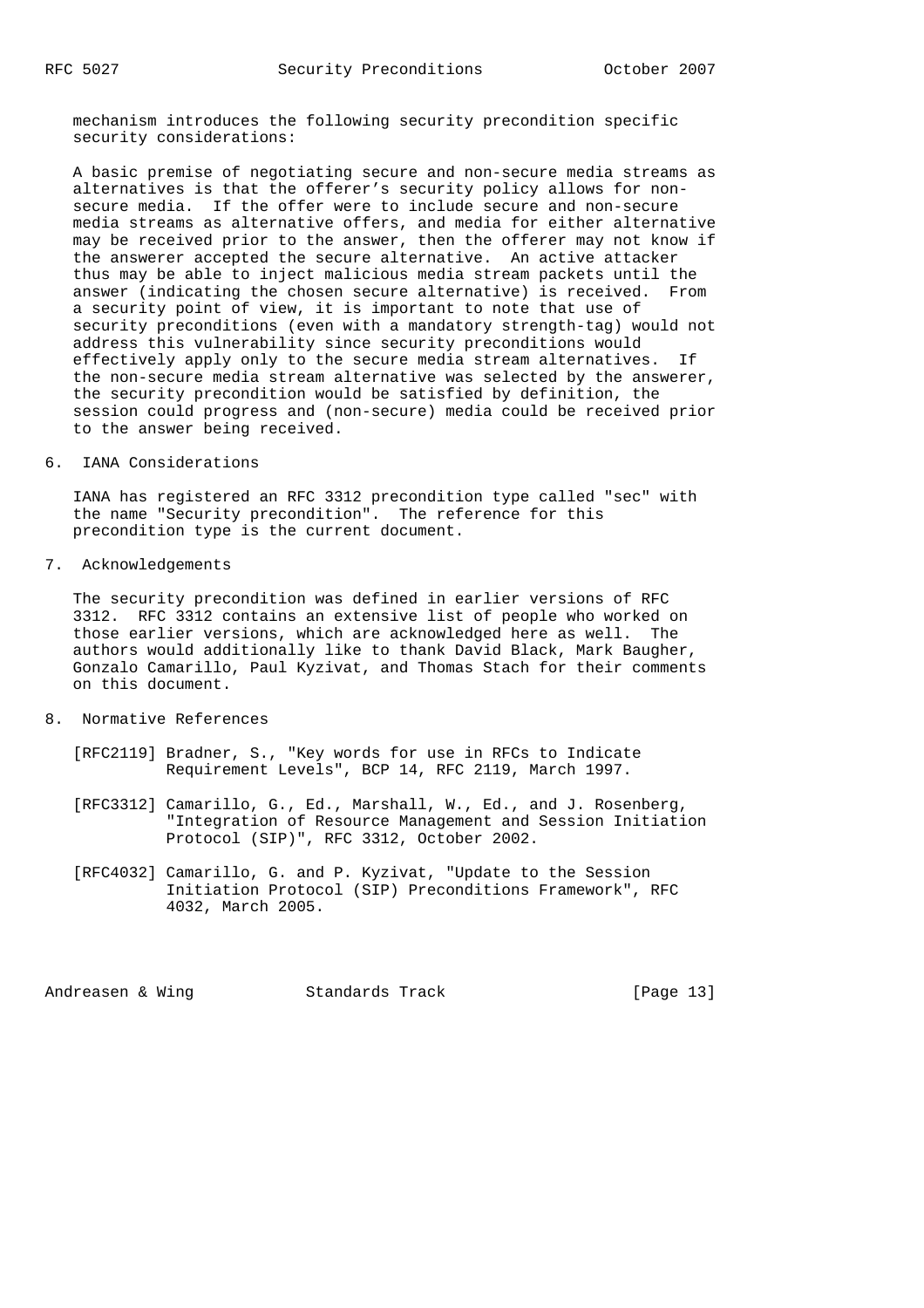mechanism introduces the following security precondition specific security considerations:

A basic premise of negotiating secure and non-secure media streams as alternatives is that the offerer's security policy allows for non-secure media. If the offer were to include secure and non-secure media streams as alternative offers, and media for either alternative may be received prior to the answer, then the offerer may not know if the answerer accepted the secure alternative. An active attacker thus may be able to inject malicious media stream packets until the answer (indicating the chosen secure alternative) is received. From a security point of view, it is important to note that use of security preconditions (even with a mandatory strength-tag) would not address this vulnerability since security preconditions would effectively apply only to the secure media stream alternatives. If the non-secure media stream alternative was selected by the answerer, the security precondition would be satisfied by definition, the session could progress and (non-secure) media could be received prior to the answer being received.

## 6. IANA Considerations

IANA has registered an RFC 3312 precondition type called "sec" with the name "Security precondition". The reference for this precondition type is the current document.

## 7. Acknowledgements

The security precondition was defined in earlier versions of RFC 3312. RFC 3312 contains an extensive list of people who worked on those earlier versions, which are acknowledged here as well. The authors would additionally like to thank David Black, Mark Baugher, Gonzalo Camarillo, Paul Kyzivat, and Thomas Stach for their comments on this document.

## 8. Normative References

[RFC2119] Bradner, S., "Key words for use in RFCs to Indicate Requirement Levels", BCP 14, RFC 2119, March 1997.

[RFC3312] Camarillo, G., Ed., Marshall, W., Ed., and J. Rosenberg, "Integration of Resource Management and Session Initiation Protocol (SIP)", RFC 3312, October 2002.

[RFC4032] Camarillo, G. and P. Kyzivat, "Update to the Session Initiation Protocol (SIP) Preconditions Framework", RFC 4032, March 2005.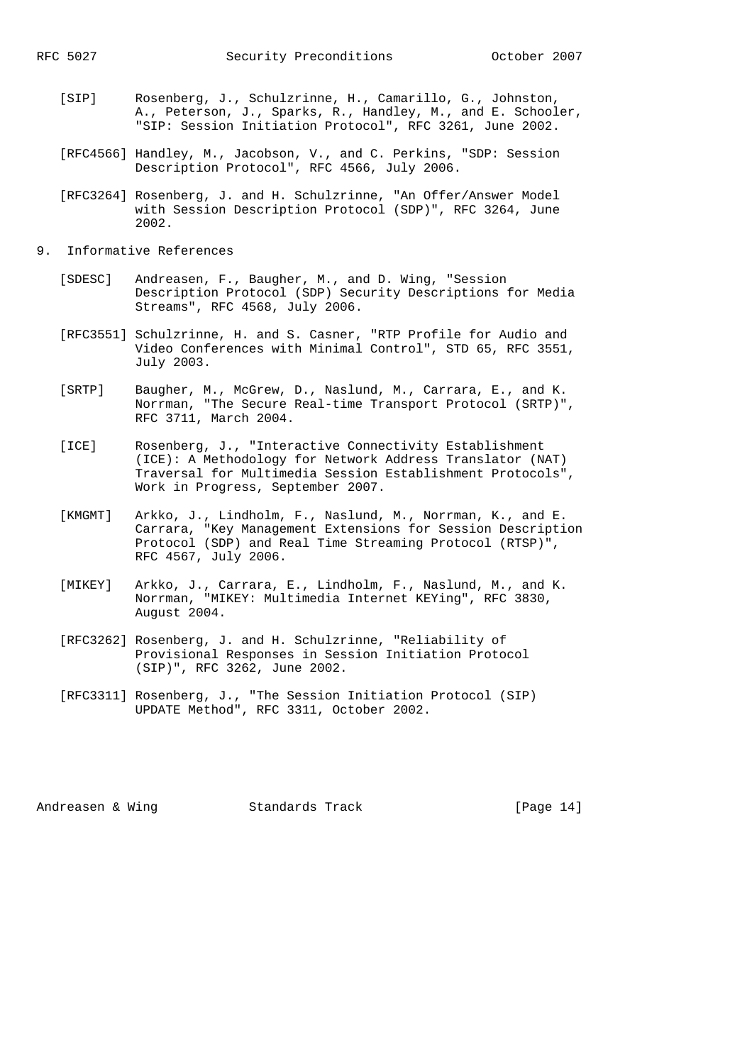[SIP] Rosenberg, J., Schulzrinne, H., Camarillo, G., Johnston, A., Peterson, J., Sparks, R., Handley, M., and E. Schooler, "SIP: Session Initiation Protocol", RFC 3261, June 2002.

[RFC4566] Handley, M., Jacobson, V., and C. Perkins, "SDP: Session Description Protocol", RFC 4566, July 2006.

[RFC3264] Rosenberg, J. and H. Schulzrinne, "An Offer/Answer Model with Session Description Protocol (SDP)", RFC 3264, June 2002.

## 9. Informative References

[SDESC] Andreasen, F., Baugher, M., and D. Wing, "Session Description Protocol (SDP) Security Descriptions for Media Streams", RFC 4568, July 2006.

[RFC3551] Schulzrinne, H. and S. Casner, "RTP Profile for Audio and Video Conferences with Minimal Control", STD 65, RFC 3551, July 2003.

[SRTP] Baugher, M., McGrew, D., Naslund, M., Carrara, E., and K. Norrman, "The Secure Real-time Transport Protocol (SRTP)", RFC 3711, March 2004.

[ICE] Rosenberg, J., "Interactive Connectivity Establishment (ICE): A Methodology for Network Address Translator (NAT) Traversal for Multimedia Session Establishment Protocols", Work in Progress, September 2007.

[KMGMT] Arkko, J., Lindholm, F., Naslund, M., Norrman, K., and E. Carrara, "Key Management Extensions for Session Description Protocol (SDP) and Real Time Streaming Protocol (RTSP)", RFC 4567, July 2006.

[MIKEY] Arkko, J., Carrara, E., Lindholm, F., Naslund, M., and K. Norrman, "MIKEY: Multimedia Internet KEYing", RFC 3830, August 2004.

[RFC3262] Rosenberg, J. and H. Schulzrinne, "Reliability of Provisional Responses in Session Initiation Protocol (SIP)", RFC 3262, June 2002.

[RFC3311] Rosenberg, J., "The Session Initiation Protocol (SIP) UPDATE Method", RFC 3311, October 2002.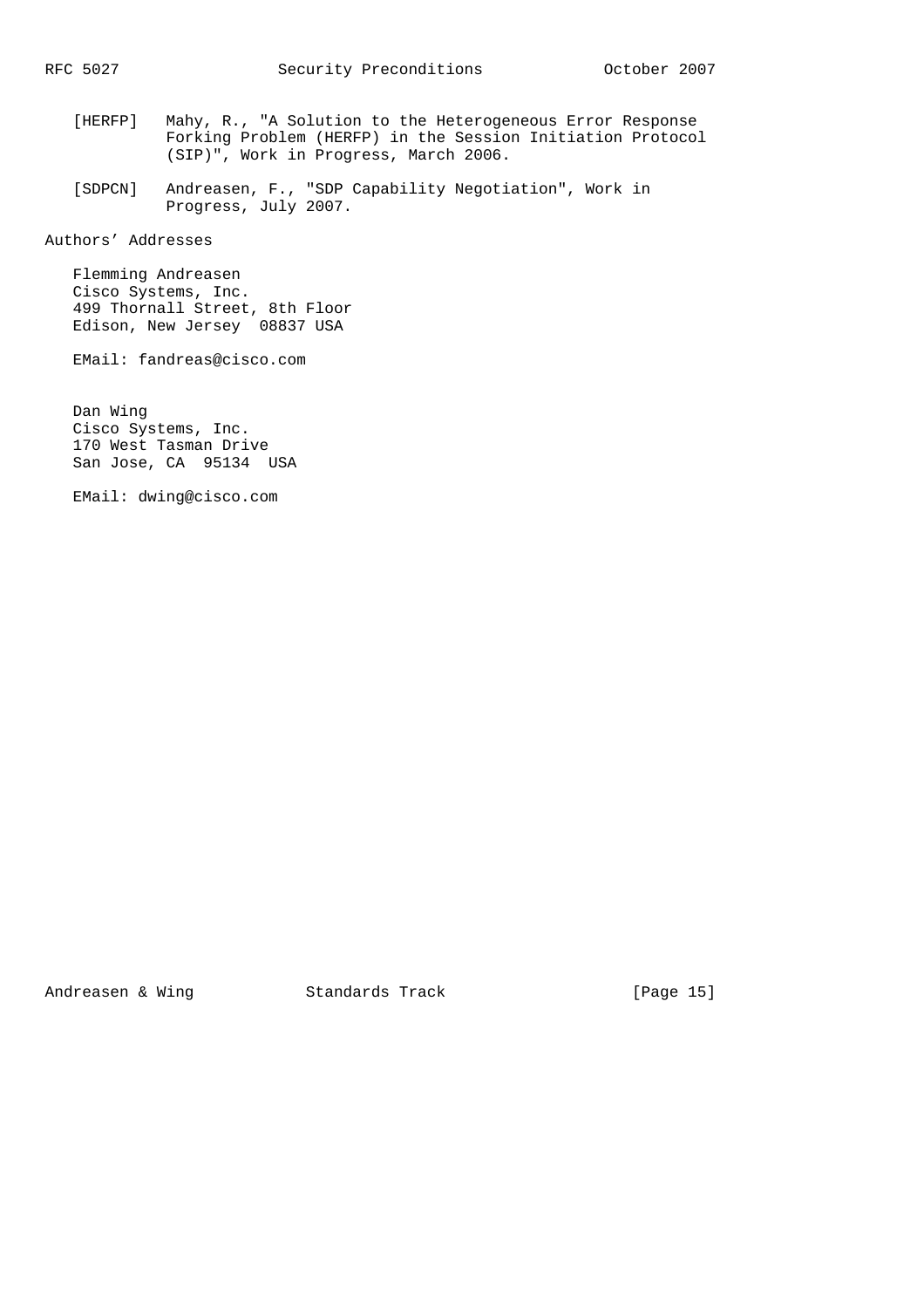[HERFP] Mahy, R., "A Solution to the Heterogeneous Error Response Forking Problem (HERFP) in the Session Initiation Protocol (SIP)", Work in Progress, March 2006.

[SDPCN] Andreasen, F., "SDP Capability Negotiation", Work in Progress, July 2007.

## Authors' Addresses

Flemming Andreasen
Cisco Systems, Inc.
499 Thornall Street, 8th Floor
Edison, New Jersey 08837 USA

EMail: fandreas@cisco.com

Dan Wing
Cisco Systems, Inc.
170 West Tasman Drive
San Jose, CA 95134 USA

EMail: dwing@cisco.com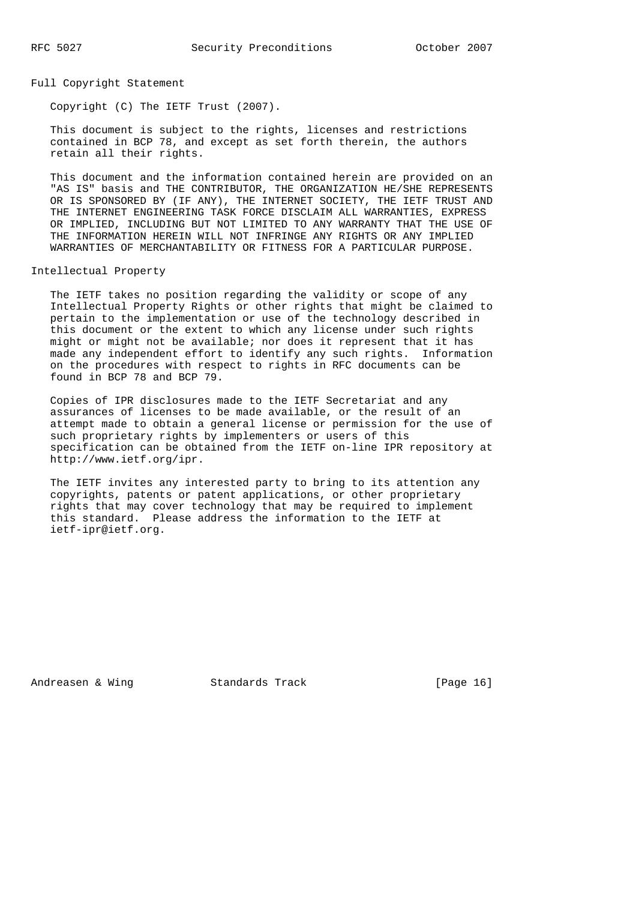## Full Copyright Statement

Copyright (C) The IETF Trust (2007).

This document is subject to the rights, licenses and restrictions contained in BCP 78, and except as set forth therein, the authors retain all their rights.

This document and the information contained herein are provided on an "AS IS" basis and THE CONTRIBUTOR, THE ORGANIZATION HE/SHE REPRESENTS OR IS SPONSORED BY (IF ANY), THE INTERNET SOCIETY, THE IETF TRUST AND THE INTERNET ENGINEERING TASK FORCE DISCLAIM ALL WARRANTIES, EXPRESS OR IMPLIED, INCLUDING BUT NOT LIMITED TO ANY WARRANTY THAT THE USE OF THE INFORMATION HEREIN WILL NOT INFRINGE ANY RIGHTS OR ANY IMPLIED WARRANTIES OF MERCHANTABILITY OR FITNESS FOR A PARTICULAR PURPOSE.

## Intellectual Property

The IETF takes no position regarding the validity or scope of any Intellectual Property Rights or other rights that might be claimed to pertain to the implementation or use of the technology described in this document or the extent to which any license under such rights might or might not be available; nor does it represent that it has made any independent effort to identify any such rights. Information on the procedures with respect to rights in RFC documents can be found in BCP 78 and BCP 79.

Copies of IPR disclosures made to the IETF Secretariat and any assurances of licenses to be made available, or the result of an attempt made to obtain a general license or permission for the use of such proprietary rights by implementers or users of this specification can be obtained from the IETF on-line IPR repository at http://www.ietf.org/ipr.

The IETF invites any interested party to bring to its attention any copyrights, patents or patent applications, or other proprietary rights that may cover technology that may be required to implement this standard. Please address the information to the IETF at ietf-ipr@ietf.org.